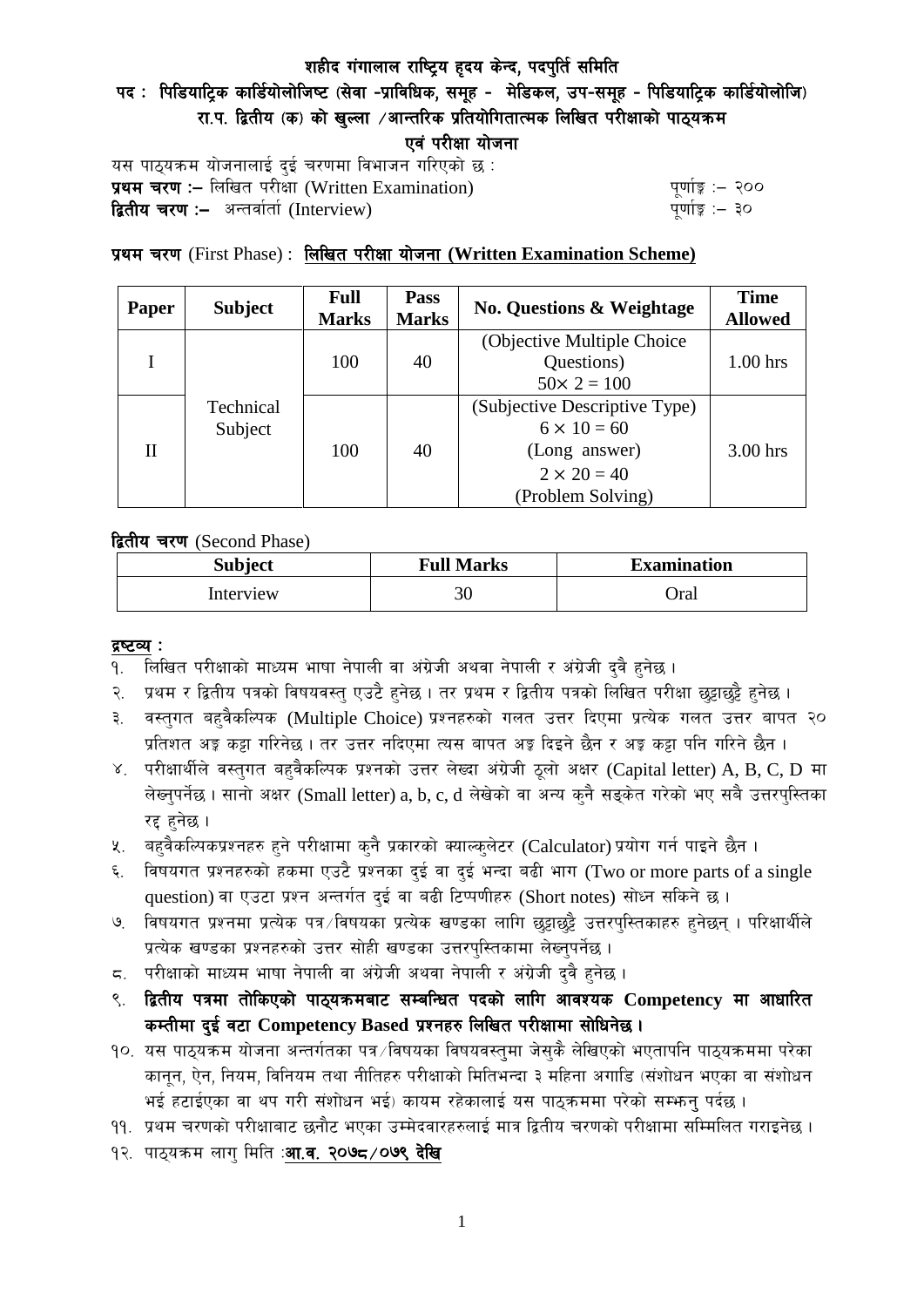# शहीद गंगालाल राष्ट्रिय हृदय केन्द, पदपुर्ति समिति

## पद : पिडियाट्रिक कार्डियोलोजिष्ट (सेवा -प्राविधिक, समूह - मेडिकल, उप-समूह - पिडियाट्रिक कार्डियोलोजि) रा.प. द्वितीय (क) को खुल्ला /आन्तरिक प्रतियोगितात्मक लिखित परीक्षाको पाठ्यक्रम एवं परीक्षा योजना

यस पाठ्यक्रम योजनालाई दुई चरणमा विभाजन गरिएको छ :

**प्रथम चरण :–** लिखित परीक्षा (Written Examination) — पूर्णाङ्क :– २००

**द्वितीय चरण :–** अन्तर्वार्ता (Interview) — पूर्णाङ्क :– ३०

**प्रथम चरण** (First Phase) : **लिखित परीक्षा योजना (Written Examination Scheme)**

| Paper | Subject | Full Marks | Pass Marks | No. Questions & Weightage | Time Allowed |
|---|---|---|---|---|---|
| I | Technical Subject | 100 | 40 | (Objective Multiple Choice Questions) $50 \times 2 = 100$ | 1.00 hrs |
| II | | 100 | 40 | (Subjective Descriptive Type) $6 \times 10 = 60$ (Long answer) $2 \times 20 = 40$ (Problem Solving) | 3.00 hrs |

**द्वितीय चरण** (Second Phase)

| Subject | Full Marks | Examination |
|---|---|---|
| Interview | 30 | Oral |

**द्रष्टव्य :**

१. लिखित परीक्षाको माध्यम भाषा नेपाली वा अंग्रेजी अथवा नेपाली र अंग्रेजी दुवै हुनेछ ।
२. प्रथम र द्वितीय पत्रको विषयवस्तु एउटै हुनेछ । तर प्रथम र द्वितीय पत्रको लिखित परीक्षा छुट्टाछुट्टै हुनेछ ।
३. वस्तुगत बहुवैकल्पिक (Multiple Choice) प्रश्नहरुको गलत उत्तर दिएमा प्रत्येक गलत उत्तर बापत २० प्रतिशत अङ्क कट्टा गरिनेछ । तर उत्तर नदिएमा त्यस बापत अङ्क दिइने छैन र अङ्क कट्टा पनि गरिने छैन ।
४. परीक्षार्थीले वस्तुगत बहुवैकल्पिक प्रश्नको उत्तर लेख्दा अंग्रेजी ठूलो अक्षर (Capital letter) A, B, C, D मा लेख्नुपर्नेछ । सानो अक्षर (Small letter) a, b, c, d लेखेको वा अन्य कुनै सङ्केत गरेको भए सबै उत्तरपुस्तिका रद्द हुनेछ ।
५. बहुवैकल्पिकप्रश्नहरु हुने परीक्षामा कुनै प्रकारको क्याल्कुलेटर (Calculator) प्रयोग गर्न पाइने छैन ।
६. विषयगत प्रश्नहरुको हकमा एउटै प्रश्नका दुई वा दुई भन्दा बढी भाग (Two or more parts of a single question) वा एउटा प्रश्न अन्तर्गत दुई वा बढी टिप्पणीहरु (Short notes) सोध्न सकिने छ ।
७. विषयगत प्रश्नमा प्रत्येक पत्र/विषयका प्रत्येक खण्डका लागि छुट्टाछुट्टै उत्तरपुस्तिकाहरु हुनेछन् । परिक्षार्थीले प्रत्येक खण्डका प्रश्नहरुको उत्तर सोही खण्डका उत्तरपुस्तिकामा लेख्नुपर्नेछ ।
८. परीक्षाको माध्यम भाषा नेपाली वा अंग्रेजी अथवा नेपाली र अंग्रेजी दुवै हुनेछ ।
९. **द्वितीय पत्रमा तोकिएको पाठ्यक्रमबाट सम्बन्धित पदको लागि आवश्यक Competency मा आधारित कम्तीमा दुई वटा Competency Based प्रश्नहरु लिखित परीक्षामा सोधिनेछ ।**
१०. यस पाठ्यक्रम योजना अन्तर्गतका पत्र/विषयका विषयवस्तुमा जेसुकै लेखिएको भएतापनि पाठ्यक्रममा परेका कानून, ऐन, नियम, विनियम तथा नीतिहरु परीक्षाको मितिभन्दा ३ महिना अगाडि (संशोधन भएका वा संशोधन भई हटाईएका वा थप गरी संशोधन भई) कायम रहेकालाई यस पाठ्क्रममा परेको सम्झनु पर्दछ ।
११. प्रथम चरणको परीक्षाबाट छनौट भएका उम्मेदवारहरुलाई मात्र द्वितीय चरणको परीक्षामा सम्मिलित गराइनेछ ।
१२. पाठ्यक्रम लागु मिति :**आ.व. २०७८/०७९ देखि**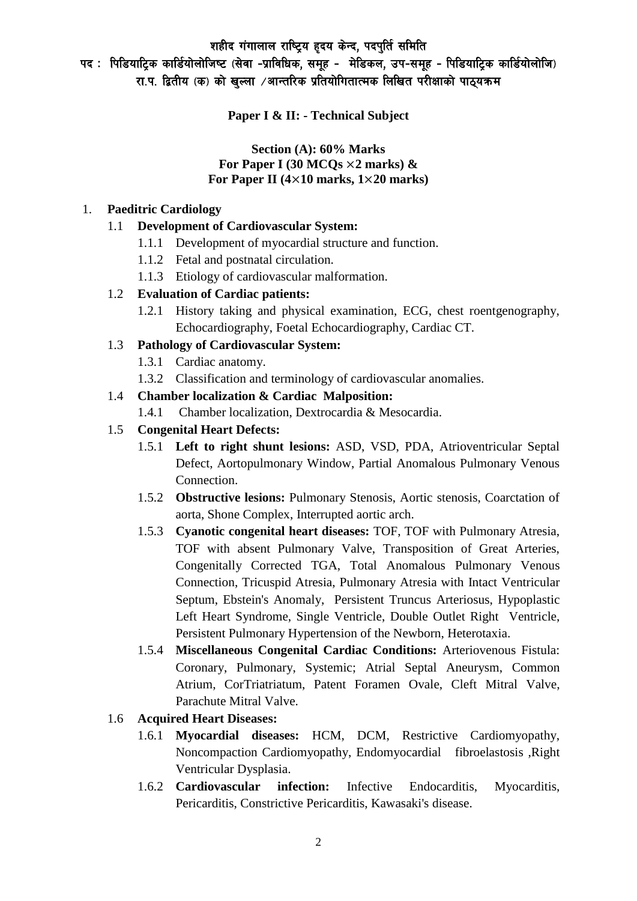# शहीद गंगालाल राष्ट्रिय हृदय केन्द, पदपुर्ति समिति

## पद : पिडियाट्रिक कार्डियोलोजिष्ट (सेवा -प्राविधिक, समूह - मेडिकल, उप-समूह - पिडियाट्रिक कार्डियोलोजि) रा.प. द्वितीय (क) को खुल्ला /आन्तरिक प्रतियोगितात्मक लिखित परीक्षाको पाठ्यक्रम

**Paper I & II: - Technical Subject**

**Section (A): 60% Marks**
**For Paper I (30 MCQs ×2 marks) &**
**For Paper II (4×10 marks, 1×20 marks)**

1. **Paeditric Cardiology**
   - 1.1 **Development of Cardiovascular System:**
     - 1.1.1 Development of myocardial structure and function.
     - 1.1.2 Fetal and postnatal circulation.
     - 1.1.3 Etiology of cardiovascular malformation.
   - 1.2 **Evaluation of Cardiac patients:**
     - 1.2.1 History taking and physical examination, ECG, chest roentgenography, Echocardiography, Foetal Echocardiography, Cardiac CT.
   - 1.3 **Pathology of Cardiovascular System:**
     - 1.3.1 Cardiac anatomy.
     - 1.3.2 Classification and terminology of cardiovascular anomalies.
   - 1.4 **Chamber localization & Cardiac Malposition:**
     - 1.4.1 Chamber localization, Dextrocardia & Mesocardia.
   - 1.5 **Congenital Heart Defects:**
     - 1.5.1 **Left to right shunt lesions:** ASD, VSD, PDA, Atrioventricular Septal Defect, Aortopulmonary Window, Partial Anomalous Pulmonary Venous Connection.
     - 1.5.2 **Obstructive lesions:** Pulmonary Stenosis, Aortic stenosis, Coarctation of aorta, Shone Complex, Interrupted aortic arch.
     - 1.5.3 **Cyanotic congenital heart diseases:** TOF, TOF with Pulmonary Atresia, TOF with absent Pulmonary Valve, Transposition of Great Arteries, Congenitally Corrected TGA, Total Anomalous Pulmonary Venous Connection, Tricuspid Atresia, Pulmonary Atresia with Intact Ventricular Septum, Ebstein's Anomaly, Persistent Truncus Arteriosus, Hypoplastic Left Heart Syndrome, Single Ventricle, Double Outlet Right Ventricle, Persistent Pulmonary Hypertension of the Newborn, Heterotaxia.
     - 1.5.4 **Miscellaneous Congenital Cardiac Conditions:** Arteriovenous Fistula: Coronary, Pulmonary, Systemic; Atrial Septal Aneurysm, Common Atrium, CorTriatriatum, Patent Foramen Ovale, Cleft Mitral Valve, Parachute Mitral Valve.
   - 1.6 **Acquired Heart Diseases:**
     - 1.6.1 **Myocardial diseases:** HCM, DCM, Restrictive Cardiomyopathy, Noncompaction Cardiomyopathy, Endomyocardial fibroelastosis ,Right Ventricular Dysplasia.
     - 1.6.2 **Cardiovascular infection:** Infective Endocarditis, Myocarditis, Pericarditis, Constrictive Pericarditis, Kawasaki's disease.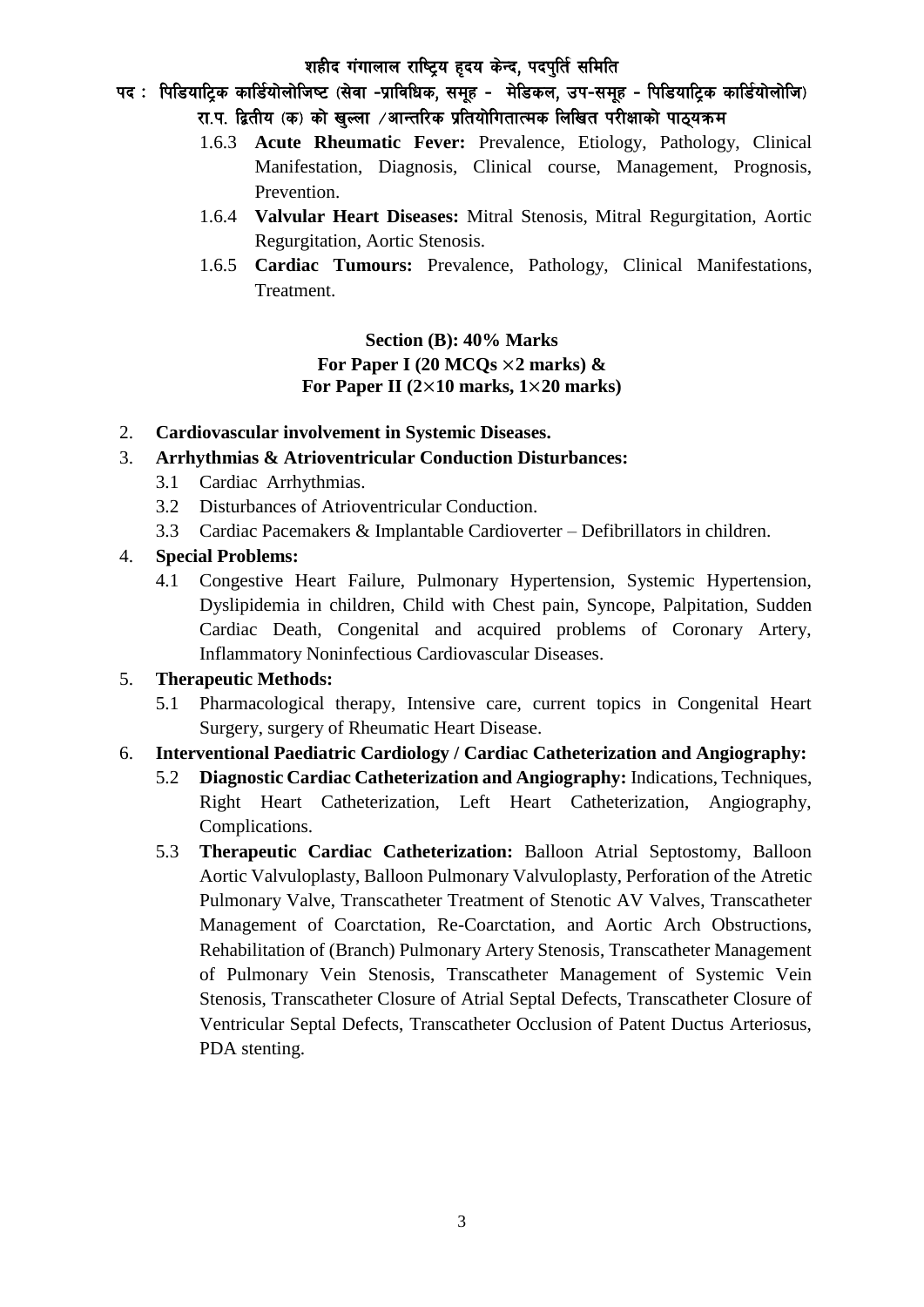1.6.3 **Acute Rheumatic Fever:** Prevalence, Etiology, Pathology, Clinical Manifestation, Diagnosis, Clinical course, Management, Prognosis, Prevention.

1.6.4 **Valvular Heart Diseases:** Mitral Stenosis, Mitral Regurgitation, Aortic Regurgitation, Aortic Stenosis.

1.6.5 **Cardiac Tumours:** Prevalence, Pathology, Clinical Manifestations, Treatment.

**Section (B): 40% Marks**
**For Paper I (20 MCQs ×2 marks) &**
**For Paper II (2×10 marks, 1×20 marks)**

2. **Cardiovascular involvement in Systemic Diseases.**
3. **Arrhythmias & Atrioventricular Conduction Disturbances:**
   - 3.1 Cardiac Arrhythmias.
   - 3.2 Disturbances of Atrioventricular Conduction.
   - 3.3 Cardiac Pacemakers & Implantable Cardioverter – Defibrillators in children.
4. **Special Problems:**
   - 4.1 Congestive Heart Failure, Pulmonary Hypertension, Systemic Hypertension, Dyslipidemia in children, Child with Chest pain, Syncope, Palpitation, Sudden Cardiac Death, Congenital and acquired problems of Coronary Artery, Inflammatory Noninfectious Cardiovascular Diseases.
5. **Therapeutic Methods:**
   - 5.1 Pharmacological therapy, Intensive care, current topics in Congenital Heart Surgery, surgery of Rheumatic Heart Disease.
6. **Interventional Paediatric Cardiology / Cardiac Catheterization and Angiography:**
   - 5.2 **Diagnostic Cardiac Catheterization and Angiography:** Indications, Techniques, Right Heart Catheterization, Left Heart Catheterization, Angiography, Complications.
   - 5.3 **Therapeutic Cardiac Catheterization:** Balloon Atrial Septostomy, Balloon Aortic Valvuloplasty, Balloon Pulmonary Valvuloplasty, Perforation of the Atretic Pulmonary Valve, Transcatheter Treatment of Stenotic AV Valves, Transcatheter Management of Coarctation, Re-Coarctation, and Aortic Arch Obstructions, Rehabilitation of (Branch) Pulmonary Artery Stenosis, Transcatheter Management of Pulmonary Vein Stenosis, Transcatheter Management of Systemic Vein Stenosis, Transcatheter Closure of Atrial Septal Defects, Transcatheter Closure of Ventricular Septal Defects, Transcatheter Occlusion of Patent Ductus Arteriosus, PDA stenting.